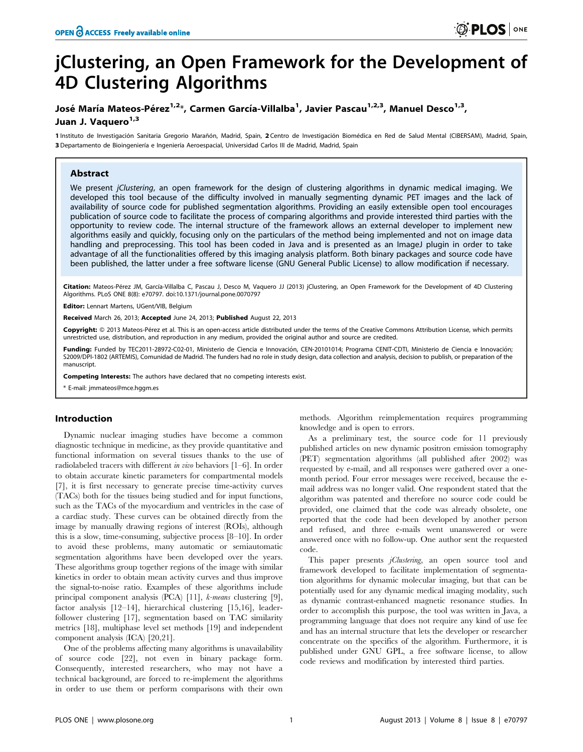# jClustering, an Open Framework for the Development of 4D Clustering Algorithms

**José María Mateos-Pérez[1,2]\*, Carmen García-Villalba[1], Javier Pascau[1,2,3], Manuel Desco[1,3], Juan J. Vaquero[1,3]**

**1** Instituto de Investigación Sanitaria Gregorio Marañón, Madrid, Spain, **2** Centro de Investigación Biomédica en Red de Salud Mental (CIBERSAM), Madrid, Spain, **3** Departamento de Bioingeniería e Ingeniería Aeroespacial, Universidad Carlos III de Madrid, Madrid, Spain

## Abstract

We present *jClustering*, an open framework for the design of clustering algorithms in dynamic medical imaging. We developed this tool because of the difficulty involved in manually segmenting dynamic PET images and the lack of availability of source code for published segmentation algorithms. Providing an easily extensible open tool encourages publication of source code to facilitate the process of comparing algorithms and provide interested third parties with the opportunity to review code. The internal structure of the framework allows an external developer to implement new algorithms easily and quickly, focusing only on the particulars of the method being implemented and not on image data handling and preprocessing. This tool has been coded in Java and is presented as an ImageJ plugin in order to take advantage of all the functionalities offered by this imaging analysis platform. Both binary packages and source code have been published, the latter under a free software license (GNU General Public License) to allow modification if necessary.

**Citation:** Mateos-Pérez JM, García-Villalba C, Pascau J, Desco M, Vaquero JJ (2013) jClustering, an Open Framework for the Development of 4D Clustering Algorithms. PLoS ONE 8(8): e70797. doi:10.1371/journal.pone.0070797

**Editor:** Lennart Martens, UGent/VIB, Belgium

**Received** March 26, 2013; **Accepted** June 24, 2013; **Published** August 22, 2013

**Copyright:** © 2013 Mateos-Pérez et al. This is an open-access article distributed under the terms of the Creative Commons Attribution License, which permits unrestricted use, distribution, and reproduction in any medium, provided the original author and source are credited.

**Funding:** Funded by TEC2011-28972-C02-01, Ministerio de Ciencia e Innovación, CEN-20101014; Programa CENIT-CDTI, Ministerio de Ciencia e Innovación; S2009/DPI-1802 (ARTEMIS), Comunidad de Madrid. The funders had no role in study design, data collection and analysis, decision to publish, or preparation of the manuscript.

**Competing Interests:** The authors have declared that no competing interests exist.

\* E-mail: jmmateos@mce.hggm.es

## Introduction

Dynamic nuclear imaging studies have become a common diagnostic technique in medicine, as they provide quantitative and functional information on several tissues thanks to the use of radiolabeled tracers with different *in vivo* behaviors [1–6]. In order to obtain accurate kinetic parameters for compartmental models [7], it is first necessary to generate precise time-activity curves (TACs) both for the tissues being studied and for input functions, such as the TACs of the myocardium and ventricles in the case of a cardiac study. These curves can be obtained directly from the image by manually drawing regions of interest (ROIs), although this is a slow, time-consuming, subjective process [8–10]. In order to avoid these problems, many automatic or semiautomatic segmentation algorithms have been developed over the years. These algorithms group together regions of the image with similar kinetics in order to obtain mean activity curves and thus improve the signal-to-noise ratio. Examples of these algorithms include principal component analysis (PCA) [11], *k-means* clustering [9], factor analysis [12–14], hierarchical clustering [15,16], leader-follower clustering [17], segmentation based on TAC similarity metrics [18], multiphase level set methods [19] and independent component analysis (ICA) [20,21].

One of the problems affecting many algorithms is unavailability of source code [22], not even in binary package form. Consequently, interested researchers, who may not have a technical background, are forced to re-implement the algorithms in order to use them or perform comparisons with their own methods. Algorithm reimplementation requires programming knowledge and is open to errors.

As a preliminary test, the source code for 11 previously published articles on new dynamic positron emission tomography (PET) segmentation algorithms (all published after 2002) was requested by e-mail, and all responses were gathered over a one-month period. Four error messages were received, because the e-mail address was no longer valid. One respondent stated that the algorithm was patented and therefore no source code could be provided, one claimed that the code was already obsolete, one reported that the code had been developed by another person and refused, and three e-mails went unanswered or were answered once with no follow-up. One author sent the requested code.

This paper presents *jClustering*, an open source tool and framework developed to facilitate implementation of segmentation algorithms for dynamic molecular imaging, but that can be potentially used for any dynamic medical imaging modality, such as dynamic contrast-enhanced magnetic resonance studies. In order to accomplish this purpose, the tool was written in Java, a programming language that does not require any kind of use fee and has an internal structure that lets the developer or researcher concentrate on the specifics of the algorithm. Furthermore, it is published under GNU GPL, a free software license, to allow code reviews and modification by interested third parties.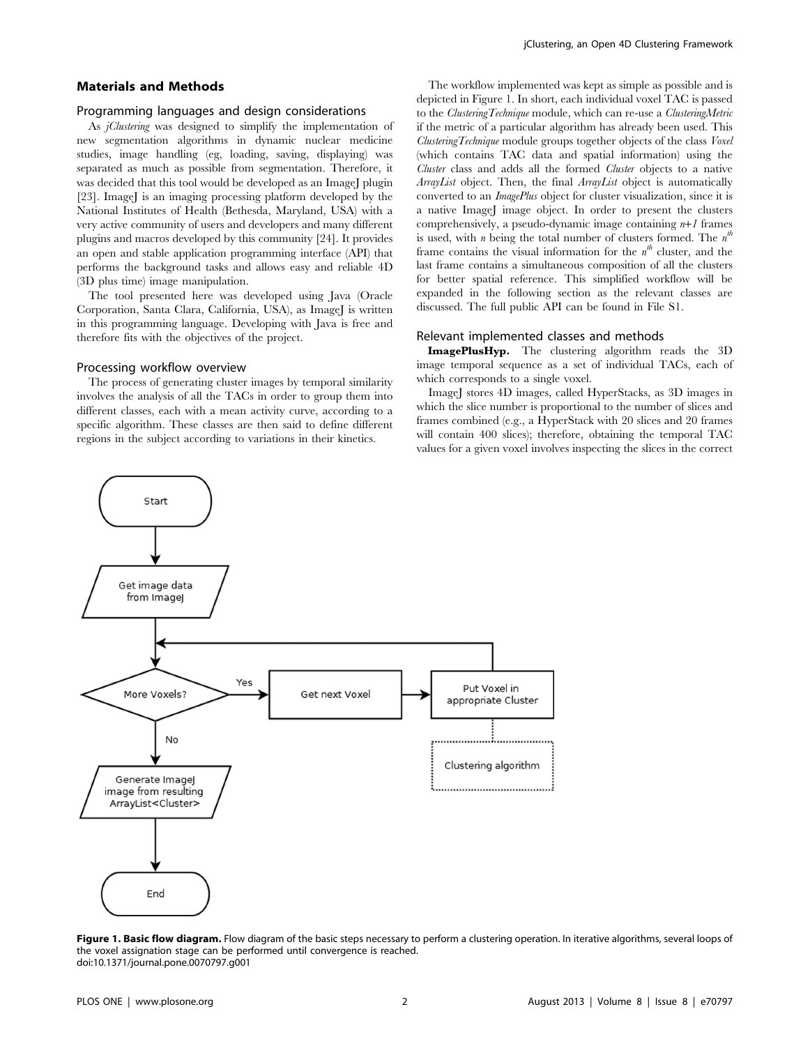## Materials and Methods

### Programming languages and design considerations

As *jClustering* was designed to simplify the implementation of new segmentation algorithms in dynamic nuclear medicine studies, image handling (eg, loading, saving, displaying) was separated as much as possible from segmentation. Therefore, it was decided that this tool would be developed as an ImageJ plugin [23]. ImageJ is an imaging processing platform developed by the National Institutes of Health (Bethesda, Maryland, USA) with a very active community of users and developers and many different plugins and macros developed by this community [24]. It provides an open and stable application programming interface (API) that performs the background tasks and allows easy and reliable 4D (3D plus time) image manipulation.

The tool presented here was developed using Java (Oracle Corporation, Santa Clara, California, USA), as ImageJ is written in this programming language. Developing with Java is free and therefore fits with the objectives of the project.

### Processing workflow overview

The process of generating cluster images by temporal similarity involves the analysis of all the TACs in order to group them into different classes, each with a mean activity curve, according to a specific algorithm. These classes are then said to define different regions in the subject according to variations in their kinetics.

The workflow implemented was kept as simple as possible and is depicted in Figure 1. In short, each individual voxel TAC is passed to the *ClusteringTechnique* module, which can re-use a *ClusteringMetric* if the metric of a particular algorithm has already been used. This *ClusteringTechnique* module groups together objects of the class *Voxel* (which contains TAC data and spatial information) using the *Cluster* class and adds all the formed *Cluster* objects to a native *ArrayList* object. Then, the final *ArrayList* object is automatically converted to an *ImagePlus* object for cluster visualization, since it is a native ImageJ image object. In order to present the clusters comprehensively, a pseudo-dynamic image containing $n+1$ frames is used, with $n$ being the total number of clusters formed. The $n^{th}$ frame contains the visual information for the $n^{th}$ cluster, and the last frame contains a simultaneous composition of all the clusters for better spatial reference. This simplified workflow will be expanded in the following section as the relevant classes are discussed. The full public API can be found in File S1.

### Relevant implemented classes and methods

**ImagePlusHyp.** The clustering algorithm reads the 3D image temporal sequence as a set of individual TACs, each of which corresponds to a single voxel.

ImageJ stores 4D images, called HyperStacks, as 3D images in which the slice number is proportional to the number of slices and frames combined (e.g., a HyperStack with 20 slices and 20 frames will contain 400 slices); therefore, obtaining the temporal TAC values for a given voxel involves inspecting the slices in the correct

**Figure 1. Basic flow diagram.** Flow diagram of the basic steps necessary to perform a clustering operation. In iterative algorithms, several loops of the voxel assignation stage can be performed until convergence is reached.
doi:10.1371/journal.pone.0070797.g001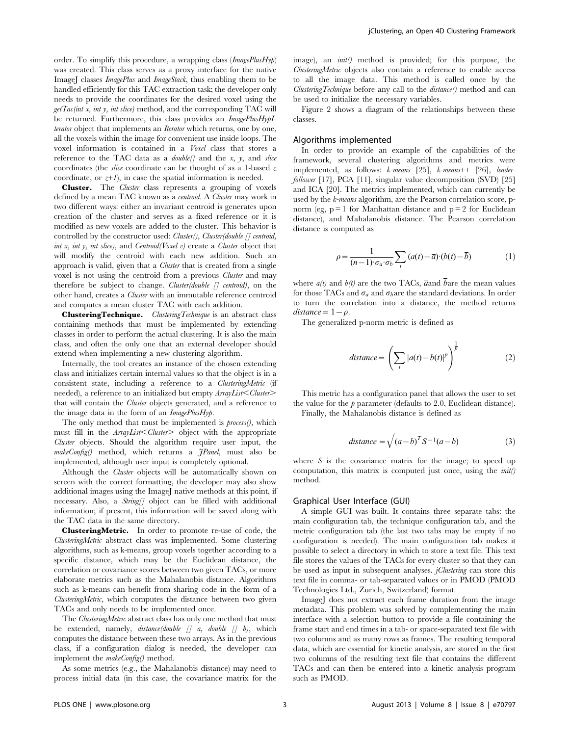order. To simplify this procedure, a wrapping class (*ImagePlusHyp*) was created. This class serves as a proxy interface for the native ImageJ classes *ImagePlus* and *ImageStack*, thus enabling them to be handled efficiently for this TAC extraction task; the developer only needs to provide the coordinates for the desired voxel using the *getTac(int x, int y, int slice)* method, and the corresponding TAC will be returned. Furthermore, this class provides an *ImagePlusHypIterator* object that implements an *Iterator* which returns, one by one, all the voxels within the image for convenient use inside loops. The voxel information is contained in a *Voxel* class that stores a reference to the TAC data as a *double[]* and the *x*, *y*, and *slice* coordinates (the *slice* coordinate can be thought of as a 1-based *z* coordinate, or *z+1*), in case the spatial information is needed.

**Cluster.** The *Cluster* class represents a grouping of voxels defined by a mean TAC known as a *centroid*. A *Cluster* may work in two different ways: either an invariant centroid is generates upon creation of the cluster and serves as a fixed reference or it is modified as new voxels are added to the cluster. This behavior is controlled by the constructor used: *Cluster()*, *Cluster(double [] centroid, int x, int y, int slice)*, and *Centroid(Voxel v)* create a *Cluster* object that will modify the centroid with each new addition. Such an approach is valid, given that a *Cluster* that is created from a single voxel is not using the centroid from a previous *Cluster* and may therefore be subject to change. *Cluster(double [] centroid)*, on the other hand, creates a *Cluster* with an immutable reference centroid and computes a mean cluster TAC with each addition.

**ClusteringTechnique.** *ClusteringTechnique* is an abstract class containing methods that must be implemented by extending classes in order to perform the actual clustering. It is also the main class, and often the only one that an external developer should extend when implementing a new clustering algorithm.

Internally, the tool creates an instance of the chosen extending class and initializes certain internal values so that the object is in a consistent state, including a reference to a *ClusteringMetric* (if needed), a reference to an initialized but empty *ArrayList<Cluster>* that will contain the *Cluster* objects generated, and a reference to the image data in the form of an *ImagePlusHyp*.

The only method that must be implemented is *process()*, which must fill in the *ArrayList<Cluster>* object with the appropriate *Cluster* objects. Should the algorithm require user input, the *makeConfig()* method, which returns a *JPanel*, must also be implemented, although user input is completely optional.

Although the *Cluster* objects will be automatically shown on screen with the correct formatting, the developer may also show additional images using the ImageJ native methods at this point, if necessary. Also, a *String[]* object can be filled with additional information; if present, this information will be saved along with the TAC data in the same directory.

**ClusteringMetric.** In order to promote re-use of code, the *ClusteringMetric* abstract class was implemented. Some clustering algorithms, such as k-means, group voxels together according to a specific distance, which may be the Euclidean distance, the correlation or covariance scores between two given TACs, or more elaborate metrics such as the Mahalanobis distance. Algorithms such as k-means can benefit from sharing code in the form of a *ClusteringMetric*, which computes the distance between two given TACs and only needs to be implemented once.

The *ClusteringMetric* abstract class has only one method that must be extended, namely, *distance(double [] a, double [] b)*, which computes the distance between these two arrays. As in the previous class, if a configuration dialog is needed, the developer can implement the *makeConfig()* method.

As some metrics (e.g., the Mahalanobis distance) may need to process initial data (in this case, the covariance matrix for the image), an *init()* method is provided; for this purpose, the *ClusteringMetric* objects also contain a reference to enable access to all the image data. This method is called once by the *ClusteringTechnique* before any call to the *distance()* method and can be used to initialize the necessary variables.

Figure 2 shows a diagram of the relationships between these classes.

## Algorithms implemented

In order to provide an example of the capabilities of the framework, several clustering algorithms and metrics were implemented, as follows: *k-means* [25], *k-means++* [26], *leader-follower* [17], PCA [11], singular value decomposition (SVD) [25] and ICA [20]. The metrics implemented, which can currently be used by the *k-means* algorithm, are the Pearson correlation score, p-norm (eg, p = 1 for Manhattan distance and p = 2 for Euclidean distance), and Mahalanobis distance. The Pearson correlation distance is computed as

$$\rho = \frac{1}{(n-1)\cdot\sigma_a\cdot\sigma_b}\sum_t (a(t)-\overline{a})\cdot(b(t)-\overline{b}) \tag{1}$$

where $a(t)$ and $b(t)$ are the two TACs, $\overline{a}$ and $\overline{b}$ are the mean values for those TACs and $\sigma_a$ and $\sigma_b$ are the standard deviations. In order to turn the correlation into a distance, the method returns $distance = 1-\rho$.

The generalized p-norm metric is defined as

$$distance = \left(\sum_t |a(t)-b(t)|^p\right)^{\frac{1}{p}} \tag{2}$$

This metric has a configuration panel that allows the user to set the value for the $p$ parameter (defaults to 2.0, Euclidean distance).

Finally, the Mahalanobis distance is defined as

$$distance = \sqrt{(a-b)^T S^{-1}(a-b)} \tag{3}$$

where $S$ is the covariance matrix for the image; to speed up computation, this matrix is computed just once, using the *init()* method.

## Graphical User Interface (GUI)

A simple GUI was built. It contains three separate tabs: the main configuration tab, the technique configuration tab, and the metric configuration tab (the last two tabs may be empty if no configuration is needed). The main configuration tab makes it possible to select a directory in which to store a text file. This text file stores the values of the TACs for every cluster so that they can be used as input in subsequent analyses. *jClustering* can store this text file in comma- or tab-separated values or in PMOD (PMOD Technologies Ltd., Zurich, Switzerland) format.

ImageJ does not extract each frame duration from the image metadata. This problem was solved by complementing the main interface with a selection button to provide a file containing the frame start and end times in a tab- or space-separated text file with two columns and as many rows as frames. The resulting temporal data, which are essential for kinetic analysis, are stored in the first two columns of the resulting text file that contains the different TACs and can then be entered into a kinetic analysis program such as PMOD.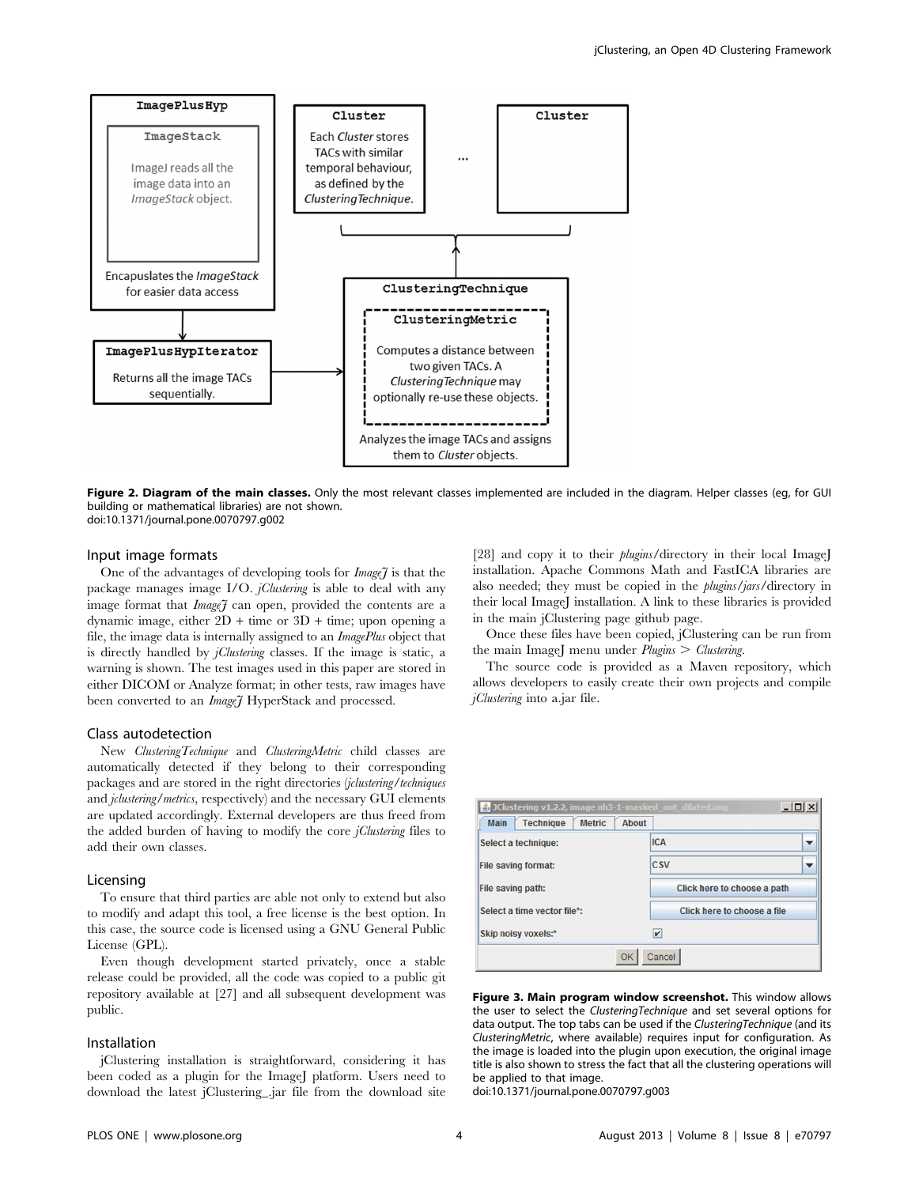**Figure 2. Diagram of the main classes.** Only the most relevant classes implemented are included in the diagram. Helper classes (eg, for GUI building or mathematical libraries) are not shown.
doi:10.1371/journal.pone.0070797.g002

### Input image formats

One of the advantages of developing tools for *ImageJ* is that the package manages image I/O. *jClustering* is able to deal with any image format that *ImageJ* can open, provided the contents are a dynamic image, either 2D + time or 3D + time; upon opening a file, the image data is internally assigned to an *ImagePlus* object that is directly handled by *jClustering* classes. If the image is static, a warning is shown. The test images used in this paper are stored in either DICOM or Analyze format; in other tests, raw images have been converted to an *ImageJ* HyperStack and processed.

### Class autodetection

New *ClusteringTechnique* and *ClusteringMetric* child classes are automatically detected if they belong to their corresponding packages and are stored in the right directories (*jclustering/techniques* and *jclustering/metrics*, respectively) and the necessary GUI elements are updated accordingly. External developers are thus freed from the added burden of having to modify the core *jClustering* files to add their own classes.

### Licensing

To ensure that third parties are able not only to extend but also to modify and adapt this tool, a free license is the best option. In this case, the source code is licensed using a GNU General Public License (GPL).

Even though development started privately, once a stable release could be provided, all the code was copied to a public git repository available at [27] and all subsequent development was public.

### Installation

jClustering installation is straightforward, considering it has been coded as a plugin for the ImageJ platform. Users need to download the latest jClustering_.jar file from the download site [28] and copy it to their *plugins/*directory in their local ImageJ installation. Apache Commons Math and FastICA libraries are also needed; they must be copied in the *plugins/jars/*directory in their local ImageJ installation. A link to these libraries is provided in the main jClustering page github page.

Once these files have been copied, jClustering can be run from the main ImageJ menu under *Plugins > Clustering*.

The source code is provided as a Maven repository, which allows developers to easily create their own projects and compile *jClustering* into a.jar file.

**Figure 3. Main program window screenshot.** This window allows the user to select the *ClusteringTechnique* and set several options for data output. The top tabs can be used if the *ClusteringTechnique* (and its *ClusteringMetric*, where available) requires input for configuration. As the image is loaded into the plugin upon execution, the original image title is also shown to stress the fact that all the clustering operations will be applied to that image.
doi:10.1371/journal.pone.0070797.g003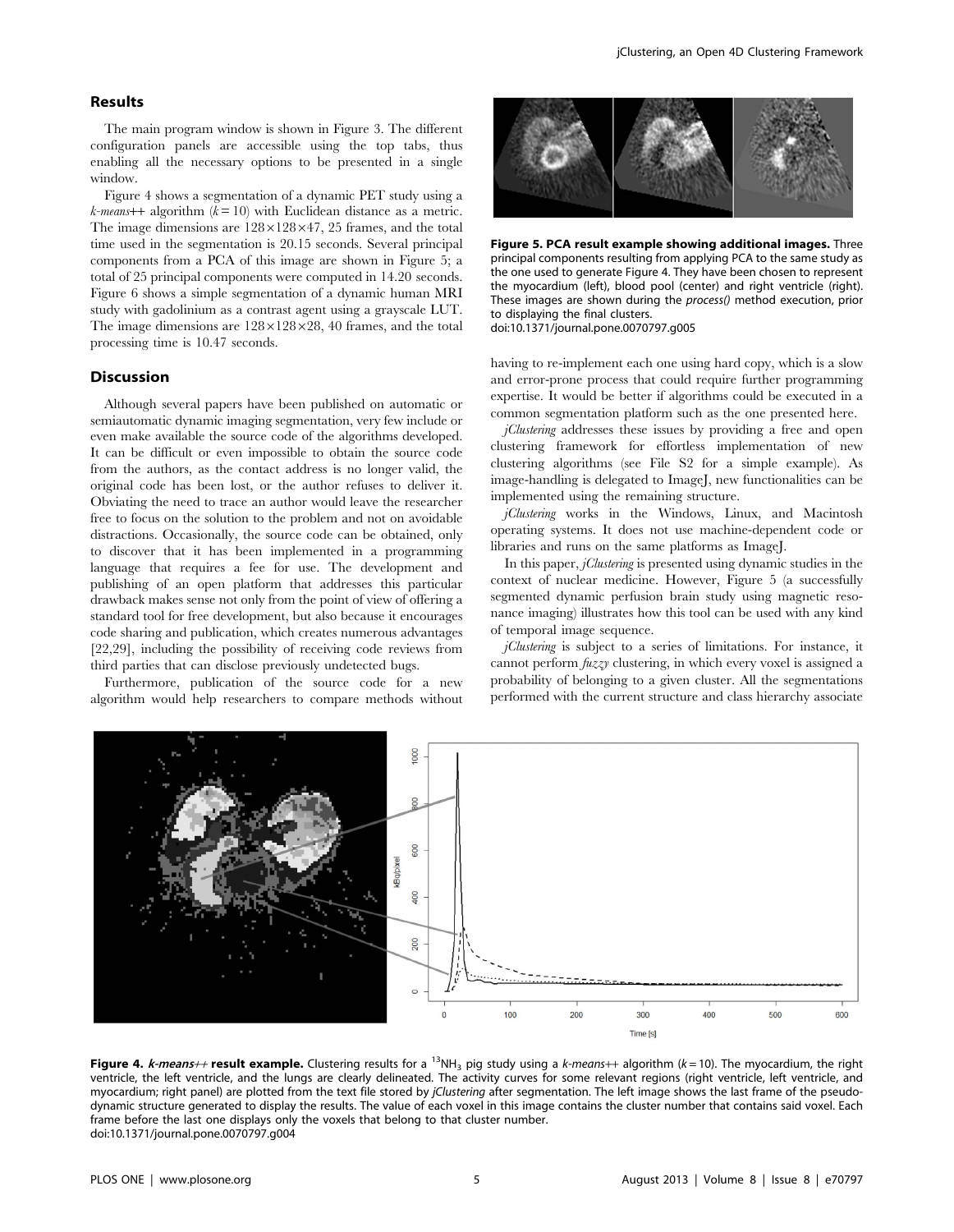## Results

The main program window is shown in Figure 3. The different configuration panels are accessible using the top tabs, thus enabling all the necessary options to be presented in a single window.

Figure 4 shows a segmentation of a dynamic PET study using a *k-means++* algorithm ($k = 10$) with Euclidean distance as a metric. The image dimensions are $128 \times 128 \times 47$, 25 frames, and the total time used in the segmentation is 20.15 seconds. Several principal components from a PCA of this image are shown in Figure 5; a total of 25 principal components were computed in 14.20 seconds. Figure 6 shows a simple segmentation of a dynamic human MRI study with gadolinium as a contrast agent using a grayscale LUT. The image dimensions are $128 \times 128 \times 28$, 40 frames, and the total processing time is 10.47 seconds.

## Discussion

Although several papers have been published on automatic or semiautomatic dynamic imaging segmentation, very few include or even make available the source code of the algorithms developed. It can be difficult or even impossible to obtain the source code from the authors, as the contact address is no longer valid, the original code has been lost, or the author refuses to deliver it. Obviating the need to trace an author would leave the researcher free to focus on the solution to the problem and not on avoidable distractions. Occasionally, the source code can be obtained, only to discover that it has been implemented in a programming language that requires a fee for use. The development and publishing of an open platform that addresses this particular drawback makes sense not only from the point of view of offering a standard tool for free development, but also because it encourages code sharing and publication, which creates numerous advantages [22,29], including the possibility of receiving code reviews from third parties that can disclose previously undetected bugs.

Furthermore, publication of the source code for a new algorithm would help researchers to compare methods without having to re-implement each one using hard copy, which is a slow and error-prone process that could require further programming expertise. It would be better if algorithms could be executed in a common segmentation platform such as the one presented here.

*jClustering* addresses these issues by providing a free and open clustering framework for effortless implementation of new clustering algorithms (see File S2 for a simple example). As image-handling is delegated to ImageJ, new functionalities can be implemented using the remaining structure.

*jClustering* works in the Windows, Linux, and Macintosh operating systems. It does not use machine-dependent code or libraries and runs on the same platforms as ImageJ.

In this paper, *jClustering* is presented using dynamic studies in the context of nuclear medicine. However, Figure 5 (a successfully segmented dynamic perfusion brain study using magnetic resonance imaging) illustrates how this tool can be used with any kind of temporal image sequence.

*jClustering* is subject to a series of limitations. For instance, it cannot perform *fuzzy* clustering, in which every voxel is assigned a probability of belonging to a given cluster. All the segmentations performed with the current structure and class hierarchy associate

**Figure 5. PCA result example showing additional images.** Three principal components resulting from applying PCA to the same study as the one used to generate Figure 4. They have been chosen to represent the myocardium (left), blood pool (center) and right ventricle (right). These images are shown during the *process()* method execution, prior to displaying the final clusters.
doi:10.1371/journal.pone.0070797.g005

kBq/pixel
0
200
400
600
800
1000
Time [s]
0
100
200
300
400
500
600

**Figure 4. *k-means++* result example.** Clustering results for a $^{13}NH_3$ pig study using a *k-means++* algorithm ($k = 10$). The myocardium, the right ventricle, the left ventricle, and the lungs are clearly delineated. The activity curves for some relevant regions (right ventricle, left ventricle, and myocardium; right panel) are plotted from the text file stored by *jClustering* after segmentation. The left image shows the last frame of the pseudo-dynamic structure generated to display the results. The value of each voxel in this image contains the cluster number that contains said voxel. Each frame before the last one displays only the voxels that belong to that cluster number.
doi:10.1371/journal.pone.0070797.g004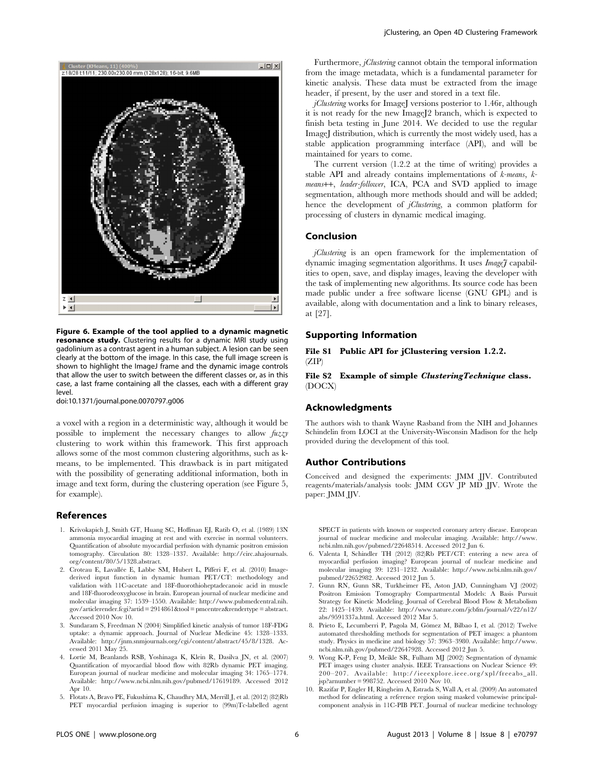**Figure 6. Example of the tool applied to a dynamic magnetic resonance study.** Clustering results for a dynamic MRI study using gadolinium as a contrast agent in a human subject. A lesion can be seen clearly at the bottom of the image. In this case, the full image screen is shown to highlight the ImageJ frame and the dynamic image controls that allow the user to switch between the different classes or, as in this case, a last frame containing all the classes, each with a different gray level.
doi:10.1371/journal.pone.0070797.g006

a voxel with a region in a deterministic way, although it would be possible to implement the necessary changes to allow *fuzzy* clustering to work within this framework. This first approach allows some of the most common clustering algorithms, such as k-means, to be implemented. This drawback is in part mitigated with the possibility of generating additional information, both in image and text form, during the clustering operation (see Figure 5, for example).

Furthermore, *jClustering* cannot obtain the temporal information from the image metadata, which is a fundamental parameter for kinetic analysis. These data must be extracted from the image header, if present, by the user and stored in a text file.

*jClustering* works for ImageJ versions posterior to 1.46r, although it is not ready for the new ImageJ2 branch, which is expected to finish beta testing in June 2014. We decided to use the regular ImageJ distribution, which is currently the most widely used, has a stable application programming interface (API), and will be maintained for years to come.

The current version (1.2.2 at the time of writing) provides a stable API and already contains implementations of *k-means*, *k-means++*, *leader-follower*, ICA, PCA and SVD applied to image segmentation, although more methods should and will be added; hence the development of *jClustering*, a common platform for processing of clusters in dynamic medical imaging.

## Conclusion

*jClustering* is an open framework for the implementation of dynamic imaging segmentation algorithms. It uses *ImageJ* capabilities to open, save, and display images, leaving the developer with the task of implementing new algorithms. Its source code has been made public under a free software license (GNU GPL) and is available, along with documentation and a link to binary releases, at [27].

## Supporting Information

**File S1 Public API for jClustering version 1.2.2.**
(ZIP)

**File S2 Example of simple *ClusteringTechnique* class.**
(DOCX)

## Acknowledgments

The authors wish to thank Wayne Rasband from the NIH and Johannes Schindelin from LOCI at the University-Wisconsin Madison for the help provided during the development of this tool.

## Author Contributions

Conceived and designed the experiments: JMM JJV. Contributed reagents/materials/analysis tools: JMM CGV JP MD JJV. Wrote the paper: JMM JJV.

## References

1. Krivokapich J, Smith GT, Huang SC, Hoffman EJ, Ratib O, et al. (1989) 13N ammonia myocardial imaging at rest and with exercise in normal volunteers. Quantification of absolute myocardial perfusion with dynamic positron emission tomography. Circulation 80: 1328–1337. Available: http://circ.ahajournals.org/content/80/5/1328.abstract.
2. Croteau E, Lavallée E, Labbe SM, Hubert L, Pifferi F, et al. (2010) Image-derived input function in dynamic human PET/CT: methodology and validation with 11C-acetate and 18F-fluorothioheptadecanoic acid in muscle and 18F-fluorodeoxyglucose in brain. European journal of nuclear medicine and molecular imaging 37: 1539–1550. Available: http://www.pubmedcentral.nih.gov/articlerender.fcgi?artid = 2914861&tool = pmcentrez&rendertype = abstract. Accessed 2010 Nov 10.
3. Sundaram S, Freedman N (2004) Simplified kinetic analysis of tumor 18F-FDG uptake: a dynamic approach. Journal of Nuclear Medicine 45: 1328–1333. Available: http://jnm.snmjournals.org/cgi/content/abstract/45/8/1328. Accessed 2011 May 25.
4. Lortie M, Beanlands RSB, Yoshinaga K, Klein R, Dasilva JN, et al. (2007) Quantification of myocardial blood flow with 82Rb dynamic PET imaging. European journal of nuclear medicine and molecular imaging 34: 1765–1774. Available: http://www.ncbi.nlm.nih.gov/pubmed/17619189. Accessed 2012 Apr 10.
5. Flotats A, Bravo PE, Fukushima K, Chaudhry MA, Merrill J, et al. (2012) (82)Rb PET myocardial perfusion imaging is superior to (99m)Tc-labelled agent SPECT in patients with known or suspected coronary artery disease. European journal of nuclear medicine and molecular imaging. Available: http://www.ncbi.nlm.nih.gov/pubmed/22648514. Accessed 2012 Jun 6.
6. Valenta I, Schindler TH (2012) (82)Rb PET/CT: entering a new area of myocardial perfusion imaging? European journal of nuclear medicine and molecular imaging 39: 1231–1232. Available: http://www.ncbi.nlm.nih.gov/pubmed/22652982. Accessed 2012 Jun 5.
7. Gunn RN, Gunn SR, Turkheimer FE, Aston JAD, Cunningham VJ (2002) Positron Emission Tomography Compartmental Models: A Basis Pursuit Strategy for Kinetic Modeling. Journal of Cerebral Blood Flow & Metabolism 22: 1425–1439. Available: http://www.nature.com/jcbfm/journal/v22/n12/abs/9591337a.html. Accessed 2012 Mar 5.
8. Prieto E, Lecumberri P, Pagola M, Gómez M, Bilbao I, et al. (2012) Twelve automated thresholding methods for segmentation of PET images: a phantom study. Physics in medicine and biology 57: 3963–3980. Available: http://www.ncbi.nlm.nih.gov/pubmed/22647928. Accessed 2012 Jun 5.
9. Wong K-P, Feng D, Meikle SR, Fulham MJ (2002) Segmentation of dynamic PET images using cluster analysis. IEEE Transactions on Nuclear Science 49: 200–207. Available: http://ieeexplore.ieee.org/xpl/freeabs_all.jsp?arnumber = 998752. Accessed 2010 Nov 10.
10. Razifar P, Engler H, Ringheim A, Estrada S, Wall A, et al. (2009) An automated method for delineating a reference region using masked volumewise principal-component analysis in 11C-PIB PET. Journal of nuclear medicine technology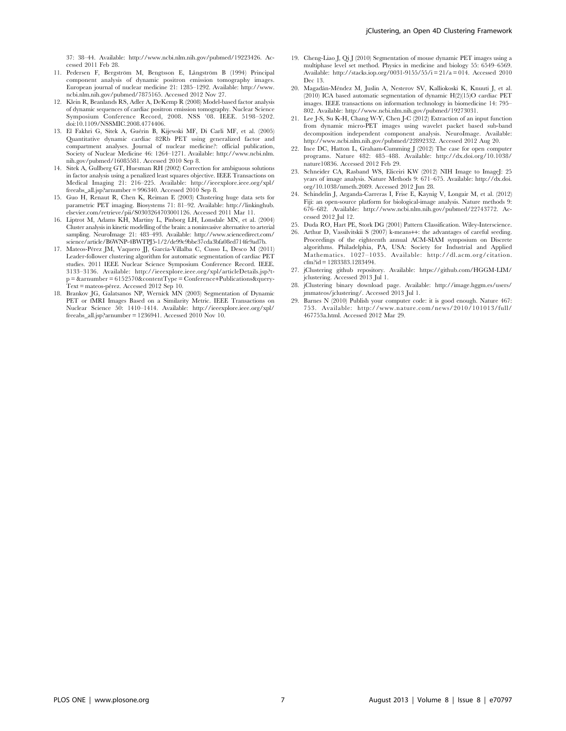37: 38–44. Available: http://www.ncbi.nlm.nih.gov/pubmed/19223426. Accessed 2011 Feb 28.

11. Pedersen F, Bergström M, Bengtsson E, Långström B (1994) Principal component analysis of dynamic positron emission tomography images. European journal of nuclear medicine 21: 1285–1292. Available: http://www.ncbi.nlm.nih.gov/pubmed/7875165. Accessed 2012 Nov 27.
12. Klein R, Beanlands RS, Adler A, DeKemp R (2008) Model-based factor analysis of dynamic sequences of cardiac positron emission tomography. Nuclear Science Symposium Conference Record, 2008. NSS '08. IEEE. 5198–5202. doi:10.1109/NSSMIC.2008.4774406.
13. El Fakhri G, Sitek A, Guérin B, Kijewski MF, Di Carli MF, et al. (2005) Quantitative dynamic cardiac 82Rb PET using generalized factor and compartment analyses. Journal of nuclear medicine?: official publication, Society of Nuclear Medicine 46: 1264–1271. Available: http://www.ncbi.nlm.nih.gov/pubmed/16085581. Accessed 2010 Sep 8.
14. Sitek A, Gullberg GT, Huesman RH (2002) Correction for ambiguous solutions in factor analysis using a penalized least squares objective. IEEE Transactions on Medical Imaging 21: 216–225. Available: http://ieeexplore.ieee.org/xpl/freeabs_all.jsp?arnumber = 996340. Accessed 2010 Sep 8.
15. Guo H, Renaut R, Chen K, Reiman E (2003) Clustering huge data sets for parametric PET imaging. Biosystems 71: 81–92. Available: http://linkinghub.elsevier.com/retrieve/pii/S0303264703001126. Accessed 2011 Mar 11.
16. Liptrot M, Adams KH, Martiny L, Pinborg LH, Lonsdale MN, et al. (2004) Cluster analysis in kinetic modelling of the brain: a noninvasive alternative to arterial sampling. NeuroImage 21: 483–493. Available: http://www.sciencedirect.com/science/article/B6WNP-4BWTPJ5-1/2/de99c9bbe37cda3bfa08ed714fe9ad7b.
17. Mateos-Pérez JM, Vaquero JJ, García-Villalba C, Cusso L, Desco M (2011) Leader-follower clustering algorithm for automatic segmentation of cardiac PET studies. 2011 IEEE Nuclear Science Symposium Conference Record. IEEE. 3133–3136. Available: http://ieeexplore.ieee.org/xpl/articleDetails.jsp?tp = &arnumber = 6152570&contentType = Conference+Publications&queryText = mateos-pérez. Accessed 2012 Sep 10.
18. Brankov JG, Galatsanos NP, Wernick MN (2003) Segmentation of Dynamic PET or fMRI Images Based on a Similarity Metric. IEEE Transactions on Nuclear Science 50: 1410–1414. Available: http://ieeexplore.ieee.org/xpl/freeabs_all.jsp?arnumber = 1236941. Accessed 2010 Nov 10.
19. Cheng-Liao J, Qi J (2010) Segmentation of mouse dynamic PET images using a multiphase level set method. Physics in medicine and biology 55: 6549–6569. Available: http://stacks.iop.org/0031-9155/55/i = 21/a = 014. Accessed 2010 Dec 13.
20. Magadán-Méndez M, Juslin A, Nesterov SV, Kalliokoski K, Knuuti J, et al. (2010) ICA based automatic segmentation of dynamic H(2)(15)O cardiac PET images. IEEE transactions on information technology in biomedicine 14: 795–802. Available: http://www.ncbi.nlm.nih.gov/pubmed/19273031.
21. Lee J-S, Su K-H, Chang W-Y, Chen J-C (2012) Extraction of an input function from dynamic micro-PET images using wavelet packet based sub-band decomposition independent component analysis. NeuroImage. Available: http://www.ncbi.nlm.nih.gov/pubmed/22892332. Accessed 2012 Aug 20.
22. Ince DC, Hatton L, Graham-Cumming J (2012) The case for open computer programs. Nature 482: 485–488. Available: http://dx.doi.org/10.1038/nature10836. Accessed 2012 Feb 29.
23. Schneider CA, Rasband WS, Eliceiri KW (2012) NIH Image to ImageJ: 25 years of image analysis. Nature Methods 9: 671–675. Available: http://dx.doi.org/10.1038/nmeth.2089. Accessed 2012 Jun 28.
24. Schindelin J, Arganda-Carreras I, Frise E, Kaynig V, Longair M, et al. (2012) Fiji: an open-source platform for biological-image analysis. Nature methods 9: 676–682. Available: http://www.ncbi.nlm.nih.gov/pubmed/22743772. Accessed 2012 Jul 12.
25. Duda RO, Hart PE, Stork DG (2001) Pattern Classification. Wiley-Interscience.
26. Arthur D, Vassilvitskii S (2007) k-means++: the advantages of careful seeding. Proceedings of the eighteenth annual ACM-SIAM symposium on Discrete algorithms. Philadelphia, PA, USA: Society for Industrial and Applied Mathematics. 1027–1035. Available: http://dl.acm.org/citation.cfm?id = 1283383.1283494.
27. jClustering github repository. Available: https://github.com/HGGM-LIM/jclustering. Accessed 2013 Jul 1.
28. jClustering binary download page. Available: http://image.hggm.es/users/jmmateos/jclustering/. Accessed 2013 Jul 1.
29. Barnes N (2010) Publish your computer code: it is good enough. Nature 467: 753. Available: http://www.nature.com/news/2010/101013/full/467753a.html. Accessed 2012 Mar 29.